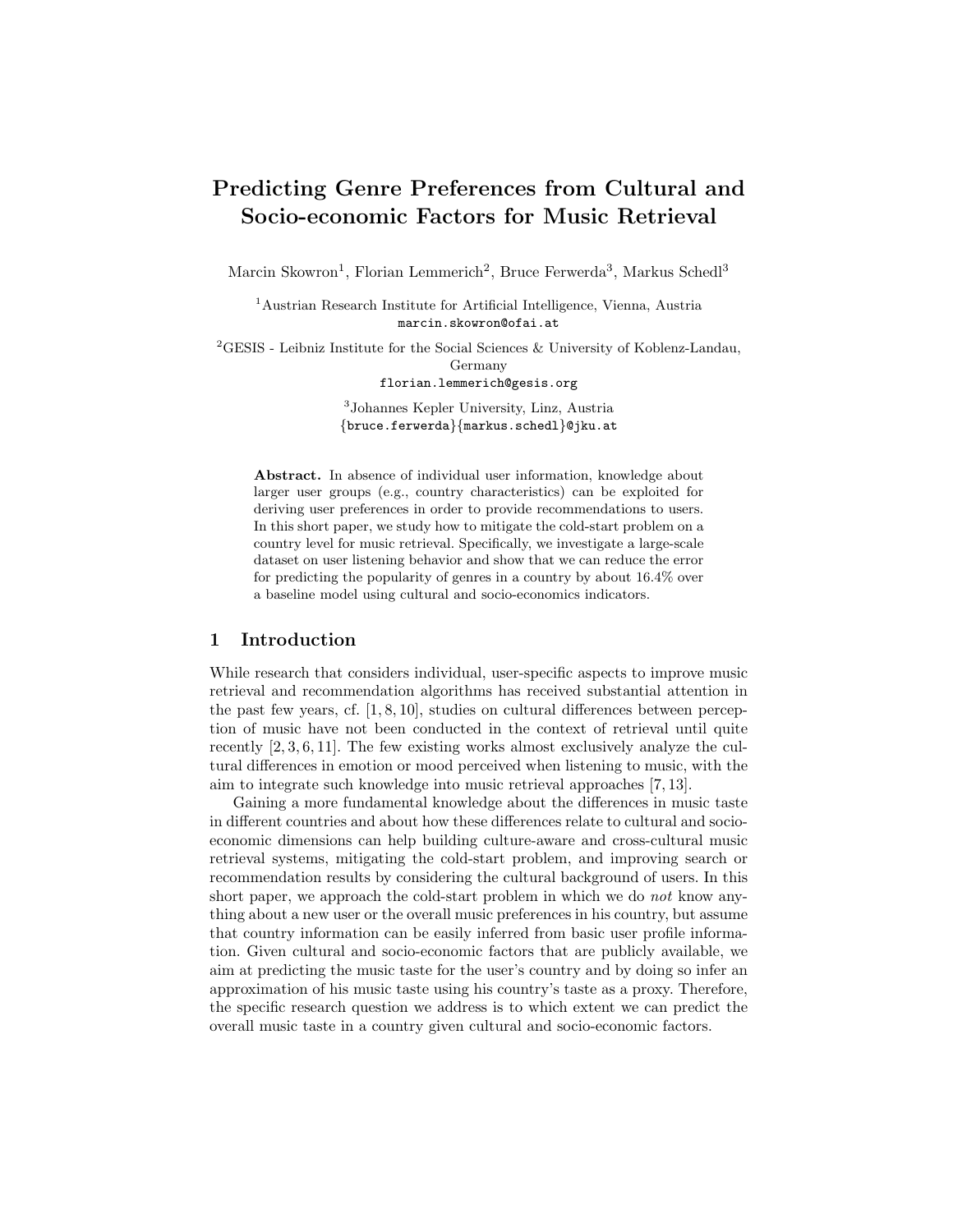# Predicting Genre Preferences from Cultural and Socio-economic Factors for Music Retrieval

Marcin Skowron[1], Florian Lemmerich[2], Bruce Ferwerda[3], Markus Schedl[3]

[1]Austrian Research Institute for Artificial Intelligence, Vienna, Austria
marcin.skowron@ofai.at

[2]GESIS - Leibniz Institute for the Social Sciences & University of Koblenz-Landau, Germany
florian.lemmerich@gesis.org

[3]Johannes Kepler University, Linz, Austria
{bruce.ferwerda}{markus.schedl}@jku.at

**Abstract.** In absence of individual user information, knowledge about larger user groups (e.g., country characteristics) can be exploited for deriving user preferences in order to provide recommendations to users. In this short paper, we study how to mitigate the cold-start problem on a country level for music retrieval. Specifically, we investigate a large-scale dataset on user listening behavior and show that we can reduce the error for predicting the popularity of genres in a country by about 16.4% over a baseline model using cultural and socio-economics indicators.

## 1 Introduction

While research that considers individual, user-specific aspects to improve music retrieval and recommendation algorithms has received substantial attention in the past few years, cf. [1, 8, 10], studies on cultural differences between perception of music have not been conducted in the context of retrieval until quite recently [2, 3, 6, 11]. The few existing works almost exclusively analyze the cultural differences in emotion or mood perceived when listening to music, with the aim to integrate such knowledge into music retrieval approaches [7, 13].

Gaining a more fundamental knowledge about the differences in music taste in different countries and about how these differences relate to cultural and socio-economic dimensions can help building culture-aware and cross-cultural music retrieval systems, mitigating the cold-start problem, and improving search or recommendation results by considering the cultural background of users. In this short paper, we approach the cold-start problem in which we do *not* know anything about a new user or the overall music preferences in his country, but assume that country information can be easily inferred from basic user profile information. Given cultural and socio-economic factors that are publicly available, we aim at predicting the music taste for the user's country and by doing so infer an approximation of his music taste using his country's taste as a proxy. Therefore, the specific research question we address is to which extent we can predict the overall music taste in a country given cultural and socio-economic factors.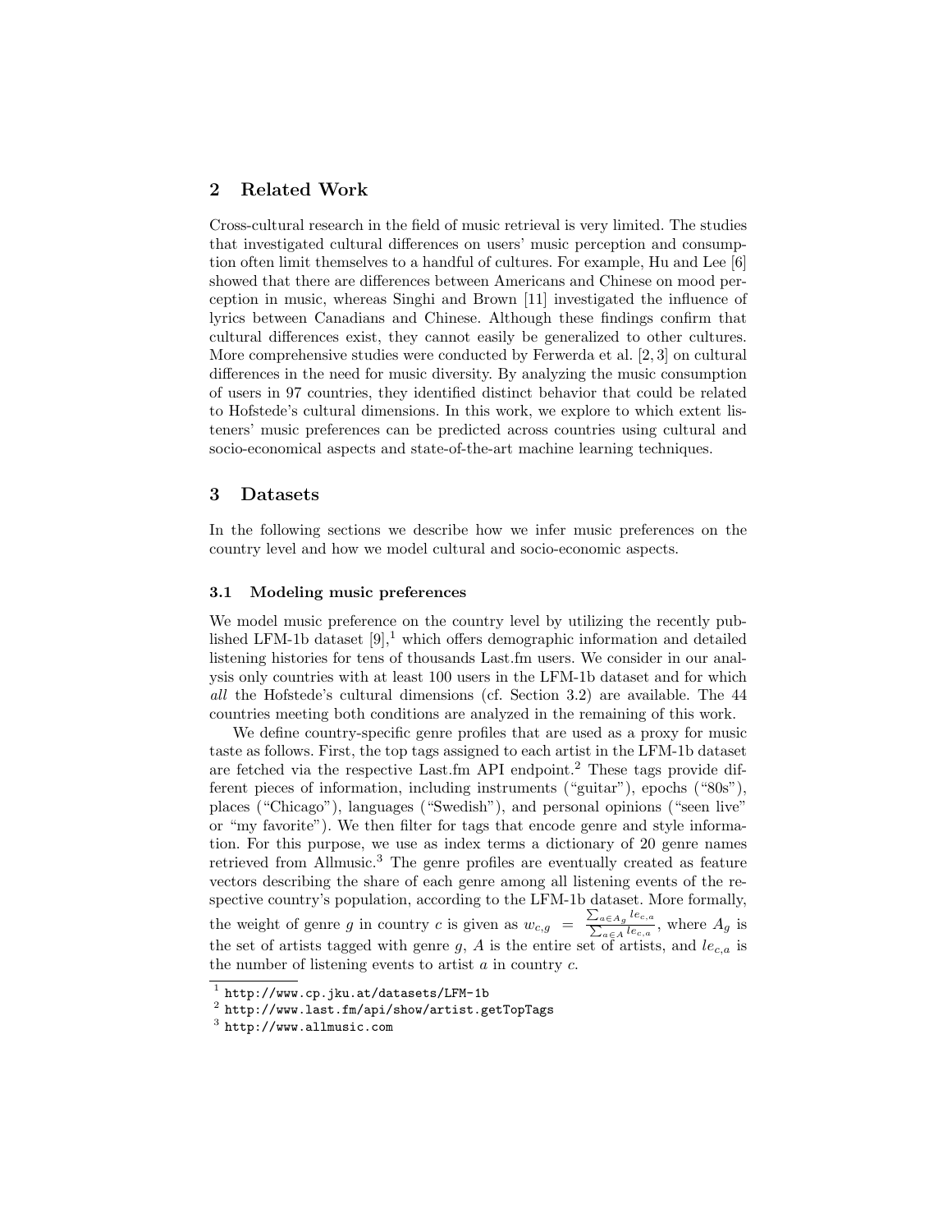## 2 Related Work

Cross-cultural research in the field of music retrieval is very limited. The studies that investigated cultural differences on users' music perception and consumption often limit themselves to a handful of cultures. For example, Hu and Lee [6] showed that there are differences between Americans and Chinese on mood perception in music, whereas Singhi and Brown [11] investigated the influence of lyrics between Canadians and Chinese. Although these findings confirm that cultural differences exist, they cannot easily be generalized to other cultures. More comprehensive studies were conducted by Ferwerda et al. [2, 3] on cultural differences in the need for music diversity. By analyzing the music consumption of users in 97 countries, they identified distinct behavior that could be related to Hofstede's cultural dimensions. In this work, we explore to which extent listeners' music preferences can be predicted across countries using cultural and socio-economical aspects and state-of-the-art machine learning techniques.

## 3 Datasets

In the following sections we describe how we infer music preferences on the country level and how we model cultural and socio-economic aspects.

### 3.1 Modeling music preferences

We model music preference on the country level by utilizing the recently published LFM-1b dataset [9],[1] which offers demographic information and detailed listening histories for tens of thousands Last.fm users. We consider in our analysis only countries with at least 100 users in the LFM-1b dataset and for which *all* the Hofstede's cultural dimensions (cf. Section 3.2) are available. The 44 countries meeting both conditions are analyzed in the remaining of this work.

We define country-specific genre profiles that are used as a proxy for music taste as follows. First, the top tags assigned to each artist in the LFM-1b dataset are fetched via the respective Last.fm API endpoint.[2] These tags provide different pieces of information, including instruments ("guitar"), epochs ("80s"), places ("Chicago"), languages ("Swedish"), and personal opinions ("seen live" or "my favorite"). We then filter for tags that encode genre and style information. For this purpose, we use as index terms a dictionary of 20 genre names retrieved from Allmusic.[3] The genre profiles are eventually created as feature vectors describing the share of each genre among all listening events of the respective country's population, according to the LFM-1b dataset. More formally, the weight of genre $g$ in country $c$ is given as $w_{c,g} = \frac{\sum_{a \in A_g} le_{c,a}}{\sum_{a \in A} le_{c,a}}$, where $A_g$ is the set of artists tagged with genre $g$, $A$ is the entire set of artists, and $le_{c,a}$ is the number of listening events to artist $a$ in country $c$.

[1] http://www.cp.jku.at/datasets/LFM-1b

[2] http://www.last.fm/api/show/artist.getTopTags

[3] http://www.allmusic.com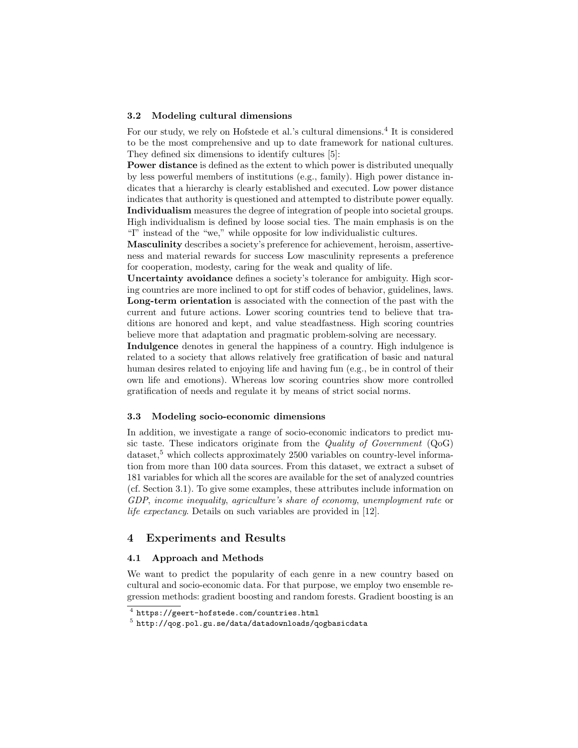### 3.2 Modeling cultural dimensions

For our study, we rely on Hofstede et al.'s cultural dimensions.[4] It is considered to be the most comprehensive and up to date framework for national cultures. They defined six dimensions to identify cultures [5]:

**Power distance** is defined as the extent to which power is distributed unequally by less powerful members of institutions (e.g., family). High power distance indicates that a hierarchy is clearly established and executed. Low power distance indicates that authority is questioned and attempted to distribute power equally.

**Individualism** measures the degree of integration of people into societal groups. High individualism is defined by loose social ties. The main emphasis is on the "I" instead of the "we," while opposite for low individualistic cultures.

**Masculinity** describes a society's preference for achievement, heroism, assertiveness and material rewards for success Low masculinity represents a preference for cooperation, modesty, caring for the weak and quality of life.

**Uncertainty avoidance** defines a society's tolerance for ambiguity. High scoring countries are more inclined to opt for stiff codes of behavior, guidelines, laws.

**Long-term orientation** is associated with the connection of the past with the current and future actions. Lower scoring countries tend to believe that traditions are honored and kept, and value steadfastness. High scoring countries believe more that adaptation and pragmatic problem-solving are necessary.

**Indulgence** denotes in general the happiness of a country. High indulgence is related to a society that allows relatively free gratification of basic and natural human desires related to enjoying life and having fun (e.g., be in control of their own life and emotions). Whereas low scoring countries show more controlled gratification of needs and regulate it by means of strict social norms.

### 3.3 Modeling socio-economic dimensions

In addition, we investigate a range of socio-economic indicators to predict music taste. These indicators originate from the *Quality of Government* (QoG) dataset,[5] which collects approximately 2500 variables on country-level information from more than 100 data sources. From this dataset, we extract a subset of 181 variables for which all the scores are available for the set of analyzed countries (cf. Section 3.1). To give some examples, these attributes include information on *GDP*, *income inequality*, *agriculture's share of economy*, *unemployment rate* or *life expectancy*. Details on such variables are provided in [12].

## 4 Experiments and Results

### 4.1 Approach and Methods

We want to predict the popularity of each genre in a new country based on cultural and socio-economic data. For that purpose, we employ two ensemble regression methods: gradient boosting and random forests. Gradient boosting is an

[4] https://geert-hofstede.com/countries.html

[5] http://qog.pol.gu.se/data/datadownloads/qogbasicdata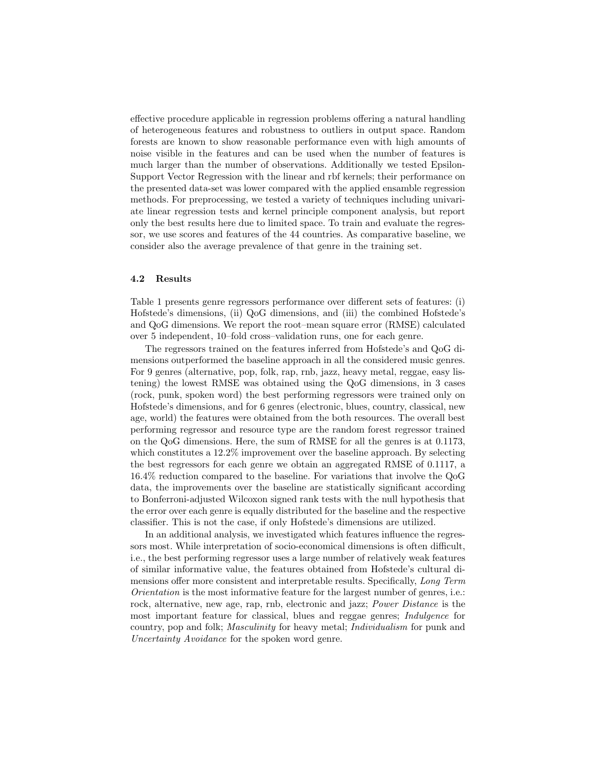effective procedure applicable in regression problems offering a natural handling of heterogeneous features and robustness to outliers in output space. Random forests are known to show reasonable performance even with high amounts of noise visible in the features and can be used when the number of features is much larger than the number of observations. Additionally we tested Epsilon-Support Vector Regression with the linear and rbf kernels; their performance on the presented data-set was lower compared with the applied ensamble regression methods. For preprocessing, we tested a variety of techniques including univariate linear regression tests and kernel principle component analysis, but report only the best results here due to limited space. To train and evaluate the regressor, we use scores and features of the 44 countries. As comparative baseline, we consider also the average prevalence of that genre in the training set.

### 4.2 Results

Table 1 presents genre regressors performance over different sets of features: (i) Hofstede's dimensions, (ii) QoG dimensions, and (iii) the combined Hofstede's and QoG dimensions. We report the root–mean square error (RMSE) calculated over 5 independent, 10–fold cross–validation runs, one for each genre.

The regressors trained on the features inferred from Hofstede's and QoG dimensions outperformed the baseline approach in all the considered music genres. For 9 genres (alternative, pop, folk, rap, rnb, jazz, heavy metal, reggae, easy listening) the lowest RMSE was obtained using the QoG dimensions, in 3 cases (rock, punk, spoken word) the best performing regressors were trained only on Hofstede's dimensions, and for 6 genres (electronic, blues, country, classical, new age, world) the features were obtained from the both resources. The overall best performing regressor and resource type are the random forest regressor trained on the QoG dimensions. Here, the sum of RMSE for all the genres is at 0.1173, which constitutes a 12.2% improvement over the baseline approach. By selecting the best regressors for each genre we obtain an aggregated RMSE of 0.1117, a 16.4% reduction compared to the baseline. For variations that involve the QoG data, the improvements over the baseline are statistically significant according to Bonferroni-adjusted Wilcoxon signed rank tests with the null hypothesis that the error over each genre is equally distributed for the baseline and the respective classifier. This is not the case, if only Hofstede's dimensions are utilized.

In an additional analysis, we investigated which features influence the regressors most. While interpretation of socio-economical dimensions is often difficult, i.e., the best performing regressor uses a large number of relatively weak features of similar informative value, the features obtained from Hofstede's cultural dimensions offer more consistent and interpretable results. Specifically, *Long Term Orientation* is the most informative feature for the largest number of genres, i.e.: rock, alternative, new age, rap, rnb, electronic and jazz; *Power Distance* is the most important feature for classical, blues and reggae genres; *Indulgence* for country, pop and folk; *Masculinity* for heavy metal; *Individualism* for punk and *Uncertainty Avoidance* for the spoken word genre.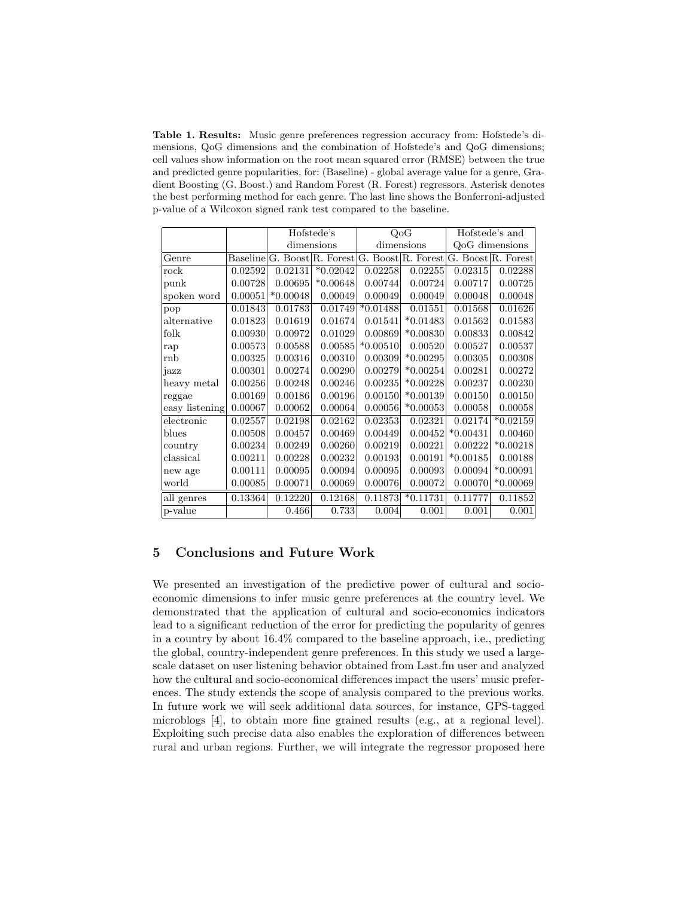**Table 1. Results:** Music genre preferences regression accuracy from: Hofstede's dimensions, QoG dimensions and the combination of Hofstede's and QoG dimensions; cell values show information on the root mean squared error (RMSE) between the true and predicted genre popularities, for: (Baseline) - global average value for a genre, Gradient Boosting (G. Boost.) and Random Forest (R. Forest) regressors. Asterisk denotes the best performing method for each genre. The last line shows the Bonferroni-adjusted p-value of a Wilcoxon signed rank test compared to the baseline.

| | | Hofstede's dimensions | | QoG dimensions | | Hofstede's and QoG dimensions | |
|---|---|---|---|---|---|---|---|
| Genre | Baseline | G. Boost | R. Forest | G. Boost | R. Forest | G. Boost | R. Forest |
| rock | 0.02592 | 0.02131 | *0.02042 | 0.02258 | 0.02255 | 0.02315 | 0.02288 |
| punk | 0.00728 | 0.00695 | *0.00648 | 0.00744 | 0.00724 | 0.00717 | 0.00725 |
| spoken word | 0.00051 | *0.00048 | 0.00049 | 0.00049 | 0.00049 | 0.00048 | 0.00048 |
| pop | 0.01843 | 0.01783 | 0.01749 | *0.01488 | 0.01551 | 0.01568 | 0.01626 |
| alternative | 0.01823 | 0.01619 | 0.01674 | 0.01541 | *0.01483 | 0.01562 | 0.01583 |
| folk | 0.00930 | 0.00972 | 0.01029 | 0.00869 | *0.00830 | 0.00833 | 0.00842 |
| rap | 0.00573 | 0.00588 | 0.00585 | *0.00510 | 0.00520 | 0.00527 | 0.00537 |
| rnb | 0.00325 | 0.00316 | 0.00310 | 0.00309 | *0.00295 | 0.00305 | 0.00308 |
| jazz | 0.00301 | 0.00274 | 0.00290 | 0.00279 | *0.00254 | 0.00281 | 0.00272 |
| heavy metal | 0.00256 | 0.00248 | 0.00246 | 0.00235 | *0.00228 | 0.00237 | 0.00230 |
| reggae | 0.00169 | 0.00186 | 0.00196 | 0.00150 | *0.00139 | 0.00150 | 0.00150 |
| easy listening | 0.00067 | 0.00062 | 0.00064 | 0.00056 | *0.00053 | 0.00058 | 0.00058 |
| electronic | 0.02557 | 0.02198 | 0.02162 | 0.02353 | 0.02321 | 0.02174 | *0.02159 |
| blues | 0.00508 | 0.00457 | 0.00469 | 0.00449 | 0.00452 | *0.00431 | 0.00460 |
| country | 0.00234 | 0.00249 | 0.00260 | 0.00219 | 0.00221 | 0.00222 | *0.00218 |
| classical | 0.00211 | 0.00228 | 0.00232 | 0.00193 | 0.00191 | *0.00185 | 0.00188 |
| new age | 0.00111 | 0.00095 | 0.00094 | 0.00095 | 0.00093 | 0.00094 | *0.00091 |
| world | 0.00085 | 0.00071 | 0.00069 | 0.00076 | 0.00072 | 0.00070 | *0.00069 |
| all genres | 0.13364 | 0.12220 | 0.12168 | 0.11873 | *0.11731 | 0.11777 | 0.11852 |
| p-value | | 0.466 | 0.733 | 0.004 | 0.001 | 0.001 | 0.001 |

## 5 Conclusions and Future Work

We presented an investigation of the predictive power of cultural and socio-economic dimensions to infer music genre preferences at the country level. We demonstrated that the application of cultural and socio-economics indicators lead to a significant reduction of the error for predicting the popularity of genres in a country by about 16.4% compared to the baseline approach, i.e., predicting the global, country-independent genre preferences. In this study we used a large-scale dataset on user listening behavior obtained from Last.fm user and analyzed how the cultural and socio-economical differences impact the users' music preferences. The study extends the scope of analysis compared to the previous works. In future work we will seek additional data sources, for instance, GPS-tagged microblogs [4], to obtain more fine grained results (e.g., at a regional level). Exploiting such precise data also enables the exploration of differences between rural and urban regions. Further, we will integrate the regressor proposed here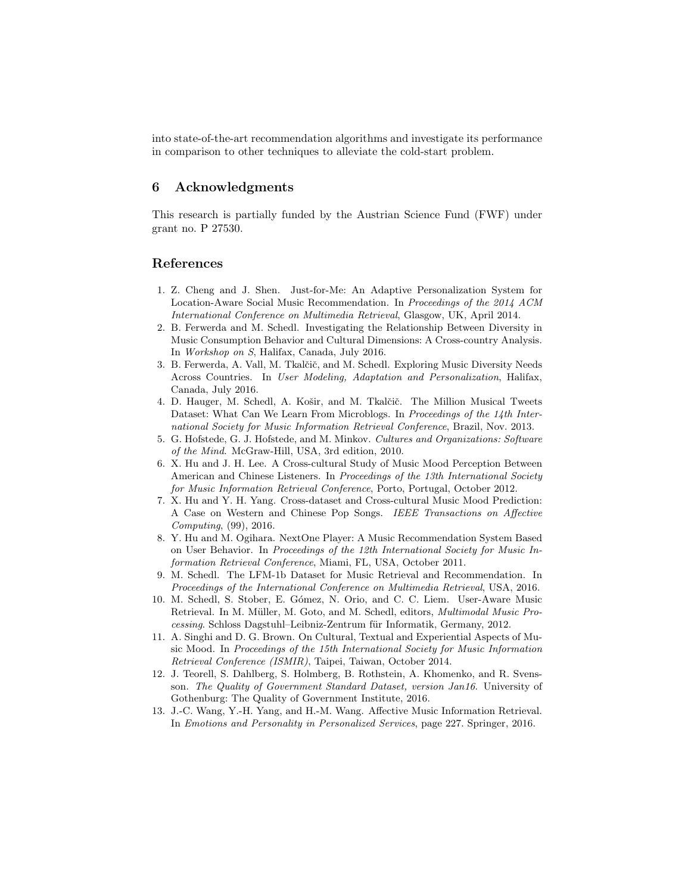into state-of-the-art recommendation algorithms and investigate its performance in comparison to other techniques to alleviate the cold-start problem.

## 6 Acknowledgments

This research is partially funded by the Austrian Science Fund (FWF) under grant no. P 27530.

## References

1. Z. Cheng and J. Shen. Just-for-Me: An Adaptive Personalization System for Location-Aware Social Music Recommendation. In *Proceedings of the 2014 ACM International Conference on Multimedia Retrieval*, Glasgow, UK, April 2014.
2. B. Ferwerda and M. Schedl. Investigating the Relationship Between Diversity in Music Consumption Behavior and Cultural Dimensions: A Cross-country Analysis. In *Workshop on S*, Halifax, Canada, July 2016.
3. B. Ferwerda, A. Vall, M. Tkalčič, and M. Schedl. Exploring Music Diversity Needs Across Countries. In *User Modeling, Adaptation and Personalization*, Halifax, Canada, July 2016.
4. D. Hauger, M. Schedl, A. Košir, and M. Tkalčič. The Million Musical Tweets Dataset: What Can We Learn From Microblogs. In *Proceedings of the 14th International Society for Music Information Retrieval Conference*, Brazil, Nov. 2013.
5. G. Hofstede, G. J. Hofstede, and M. Minkov. *Cultures and Organizations: Software of the Mind*. McGraw-Hill, USA, 3rd edition, 2010.
6. X. Hu and J. H. Lee. A Cross-cultural Study of Music Mood Perception Between American and Chinese Listeners. In *Proceedings of the 13th International Society for Music Information Retrieval Conference*, Porto, Portugal, October 2012.
7. X. Hu and Y. H. Yang. Cross-dataset and Cross-cultural Music Mood Prediction: A Case on Western and Chinese Pop Songs. *IEEE Transactions on Affective Computing*, (99), 2016.
8. Y. Hu and M. Ogihara. NextOne Player: A Music Recommendation System Based on User Behavior. In *Proceedings of the 12th International Society for Music Information Retrieval Conference*, Miami, FL, USA, October 2011.
9. M. Schedl. The LFM-1b Dataset for Music Retrieval and Recommendation. In *Proceedings of the International Conference on Multimedia Retrieval*, USA, 2016.
10. M. Schedl, S. Stober, E. Gómez, N. Orio, and C. C. Liem. User-Aware Music Retrieval. In M. Müller, M. Goto, and M. Schedl, editors, *Multimodal Music Processing*. Schloss Dagstuhl–Leibniz-Zentrum für Informatik, Germany, 2012.
11. A. Singhi and D. G. Brown. On Cultural, Textual and Experiential Aspects of Music Mood. In *Proceedings of the 15th International Society for Music Information Retrieval Conference (ISMIR)*, Taipei, Taiwan, October 2014.
12. J. Teorell, S. Dahlberg, S. Holmberg, B. Rothstein, A. Khomenko, and R. Svensson. *The Quality of Government Standard Dataset, version Jan16*. University of Gothenburg: The Quality of Government Institute, 2016.
13. J.-C. Wang, Y.-H. Yang, and H.-M. Wang. Affective Music Information Retrieval. In *Emotions and Personality in Personalized Services*, page 227. Springer, 2016.